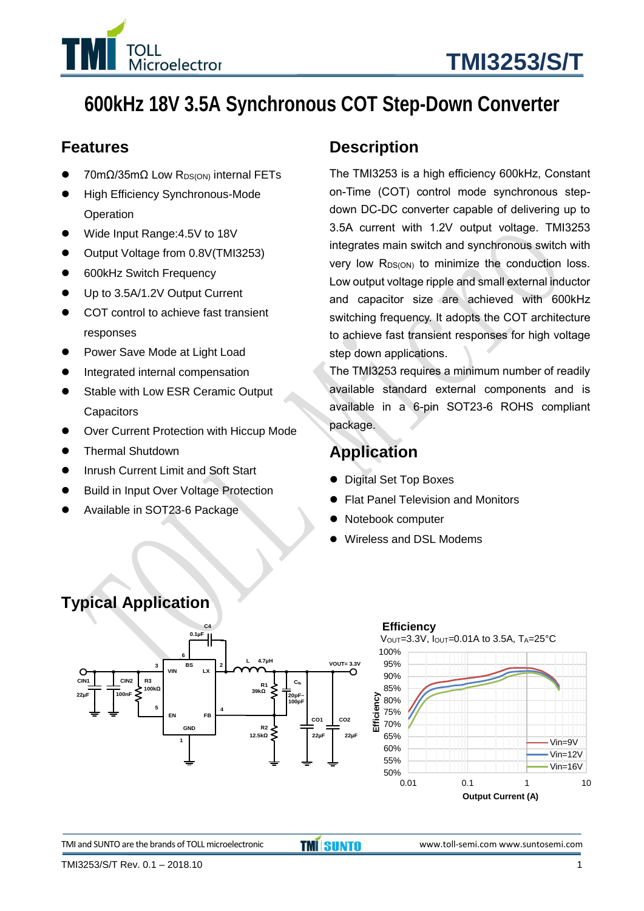# 600kHz 18V 3.5A Synchronous COT Step-Down Converter

## Features

- 70mΩ/35mΩ Low $R_{DS(ON)}$ internal FETs
- High Efficiency Synchronous-Mode Operation
- Wide Input Range:4.5V to 18V
- Output Voltage from 0.8V(TMI3253)
- 600kHz Switch Frequency
- Up to 3.5A/1.2V Output Current
- COT control to achieve fast transient responses
- Power Save Mode at Light Load
- Integrated internal compensation
- Stable with Low ESR Ceramic Output Capacitors
- Over Current Protection with Hiccup Mode
- Thermal Shutdown
- Inrush Current Limit and Soft Start
- Build in Input Over Voltage Protection
- Available in SOT23-6 Package

## Description

The TMI3253 is a high efficiency 600kHz, Constant on-Time (COT) control mode synchronous step-down DC-DC converter capable of delivering up to 3.5A current with 1.2V output voltage. TMI3253 integrates main switch and synchronous switch with very low $R_{DS(ON)}$ to minimize the conduction loss. Low output voltage ripple and small external inductor and capacitor size are achieved with 600kHz switching frequency. It adopts the COT architecture to achieve fast transient responses for high voltage step down applications.

The TMI3253 requires a minimum number of readily available standard external components and is available in a 6-pin SOT23-6 ROHS compliant package.

## Application

- Digital Set Top Boxes
- Flat Panel Television and Monitors
- Notebook computer
- Wireless and DSL Modems

## Typical Application

**Efficiency**

$V_{OUT}$=3.3V, $I_{OUT}$=0.01A to 3.5A, $T_A$=25°C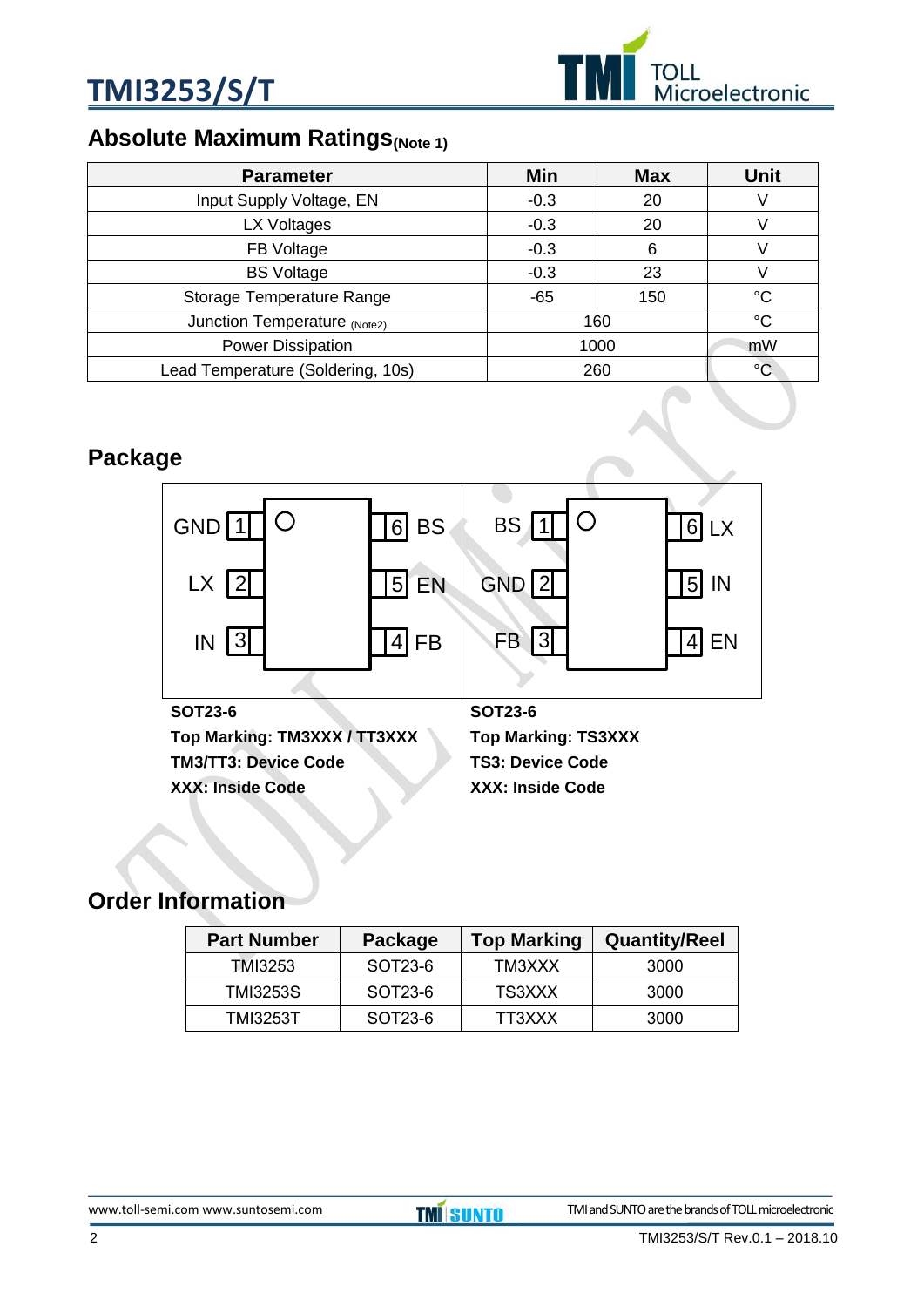## Absolute Maximum Ratings(Note 1)

| Parameter | Min | Max | Unit |
|---|---|---|---|
| Input Supply Voltage, EN | -0.3 | 20 | V |
| LX Voltages | -0.3 | 20 | V |
| FB Voltage | -0.3 | 6 | V |
| BS Voltage | -0.3 | 23 | V |
| Storage Temperature Range | -65 | 150 | °C |
| Junction Temperature (Note2) | 160 | | °C |
| Power Dissipation | 1000 | | mW |
| Lead Temperature (Soldering, 10s) | 260 | | °C |

## Package

| Pin | Name | Pin | Name |
|---|---|---|---|
| 1 | GND | 6 | BS |
| 2 | LX | 5 | EN |
| 3 | IN | 4 | FB |

**SOT23-6**
**Top Marking: TM3XXX / TT3XXX**
**TM3/TT3: Device Code**
**XXX: Inside Code**

| Pin | Name | Pin | Name |
|---|---|---|---|
| 1 | BS | 6 | LX |
| 2 | GND | 5 | IN |
| 3 | FB | 4 | EN |

**SOT23-6**
**Top Marking: TS3XXX**
**TS3: Device Code**
**XXX: Inside Code**

## Order Information

| Part Number | Package | Top Marking | Quantity/Reel |
|---|---|---|---|
| TMI3253 | SOT23-6 | TM3XXX | 3000 |
| TMI3253S | SOT23-6 | TS3XXX | 3000 |
| TMI3253T | SOT23-6 | TT3XXX | 3000 |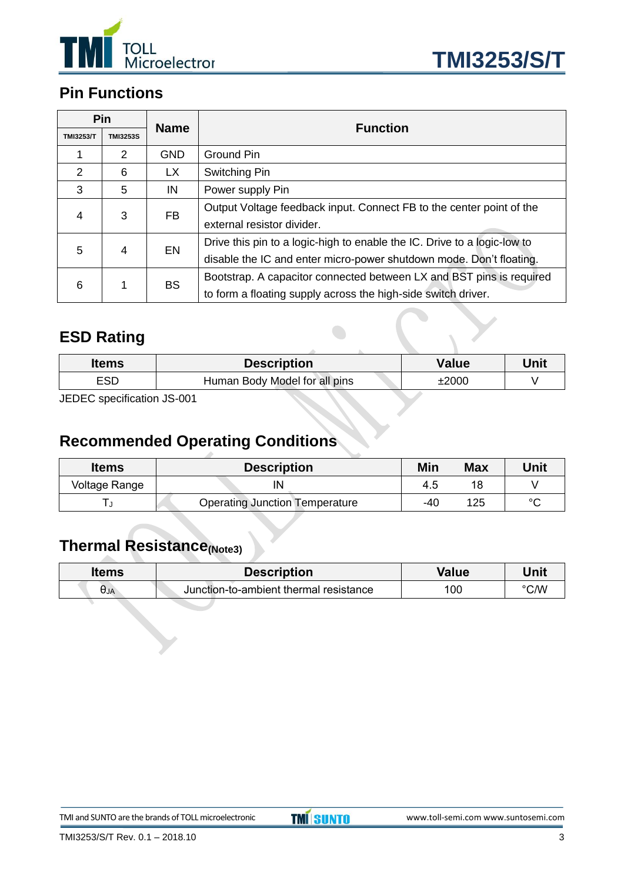## Pin Functions

| Pin | | Name | Function |
|---|---|---|---|
| TMI3253/T | TMI3253S | | |
| 1 | 2 | GND | Ground Pin |
| 2 | 6 | LX | Switching Pin |
| 3 | 5 | IN | Power supply Pin |
| 4 | 3 | FB | Output Voltage feedback input. Connect FB to the center point of the external resistor divider. |
| 5 | 4 | EN | Drive this pin to a logic-high to enable the IC. Drive to a logic-low to disable the IC and enter micro-power shutdown mode. Don't floating. |
| 6 | 1 | BS | Bootstrap. A capacitor connected between LX and BST pins is required to form a floating supply across the high-side switch driver. |

## ESD Rating

| Items | Description | Value | Unit |
|---|---|---|---|
| ESD | Human Body Model for all pins | ±2000 | V |

JEDEC specification JS-001

## Recommended Operating Conditions

| Items | Description | Min | Max | Unit |
|---|---|---|---|---|
| Voltage Range | IN | 4.5 | 18 | V |
| $T_J$ | Operating Junction Temperature | -40 | 125 | °C |

## Thermal Resistance(Note3)

| Items | Description | Value | Unit |
|---|---|---|---|
| $\theta_{JA}$ | Junction-to-ambient thermal resistance | 100 | °C/W |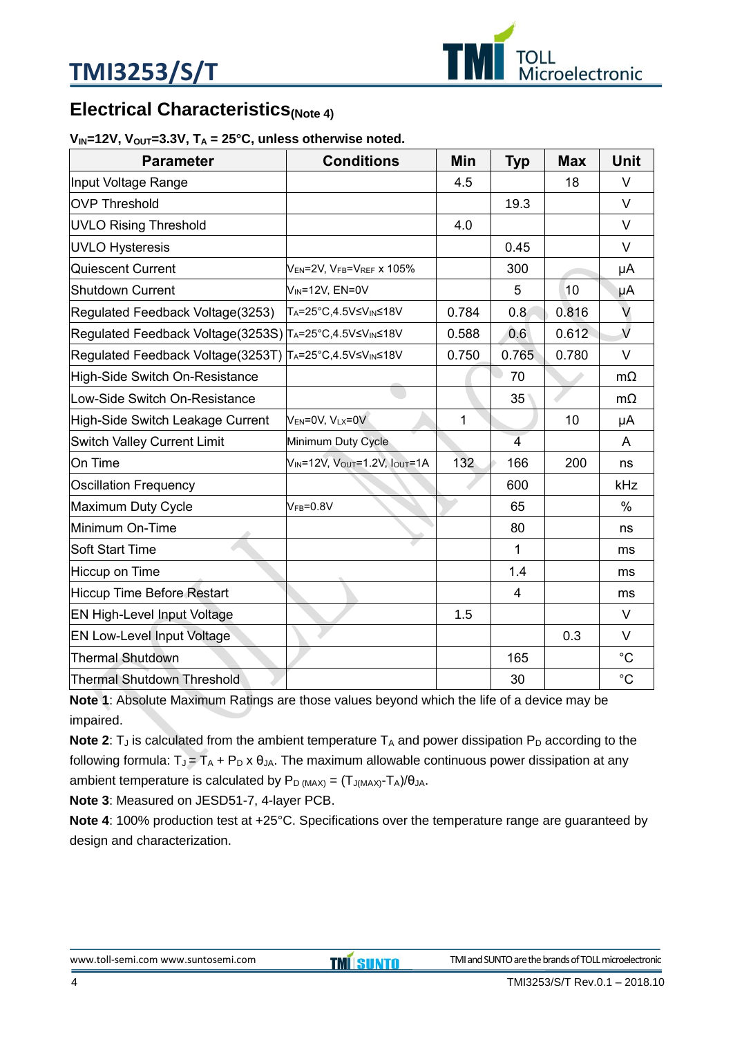## Electrical Characteristics(Note 4)

**$V_{IN}$=12V, $V_{OUT}$=3.3V, $T_A$ = 25°C, unless otherwise noted.**

| Parameter | Conditions | Min | Typ | Max | Unit |
|---|---|---|---|---|---|
| Input Voltage Range | | 4.5 | | 18 | V |
| OVP Threshold | | | 19.3 | | V |
| UVLO Rising Threshold | | 4.0 | | | V |
| UVLO Hysteresis | | | 0.45 | | V |
| Quiescent Current | $V_{EN}$=2V, $V_{FB}$=$V_{REF}$ x 105% | | 300 | | μA |
| Shutdown Current | $V_{IN}$=12V, EN=0V | | 5 | 10 | μA |
| Regulated Feedback Voltage(3253) | $T_A$=25°C,4.5V≤$V_{IN}$≤18V | 0.784 | 0.8 | 0.816 | V |
| Regulated Feedback Voltage(3253S) | $T_A$=25°C,4.5V≤$V_{IN}$≤18V | 0.588 | 0.6 | 0.612 | V |
| Regulated Feedback Voltage(3253T) | $T_A$=25°C,4.5V≤$V_{IN}$≤18V | 0.750 | 0.765 | 0.780 | V |
| High-Side Switch On-Resistance | | | 70 | | mΩ |
| Low-Side Switch On-Resistance | | | 35 | | mΩ |
| High-Side Switch Leakage Current | $V_{EN}$=0V, $V_{LX}$=0V | 1 | | 10 | μA |
| Switch Valley Current Limit | Minimum Duty Cycle | | 4 | | A |
| On Time | $V_{IN}$=12V, $V_{OUT}$=1.2V, $I_{OUT}$=1A | 132 | 166 | 200 | ns |
| Oscillation Frequency | | | 600 | | kHz |
| Maximum Duty Cycle | $V_{FB}$=0.8V | | 65 | | % |
| Minimum On-Time | | | 80 | | ns |
| Soft Start Time | | | 1 | | ms |
| Hiccup on Time | | | 1.4 | | ms |
| Hiccup Time Before Restart | | | 4 | | ms |
| EN High-Level Input Voltage | | 1.5 | | | V |
| EN Low-Level Input Voltage | | | | 0.3 | V |
| Thermal Shutdown | | | 165 | | °C |
| Thermal Shutdown Threshold | | | 30 | | °C |

**Note 1**: Absolute Maximum Ratings are those values beyond which the life of a device may be impaired.

**Note 2**: $T_J$ is calculated from the ambient temperature $T_A$ and power dissipation $P_D$ according to the following formula: $T_J = T_A + P_D \times \theta_{JA}$. The maximum allowable continuous power dissipation at any ambient temperature is calculated by $P_{D(MAX)} = (T_{J(MAX)}-T_A)/\theta_{JA}$.

**Note 3**: Measured on JESD51-7, 4-layer PCB.

**Note 4**: 100% production test at +25°C. Specifications over the temperature range are guaranteed by design and characterization.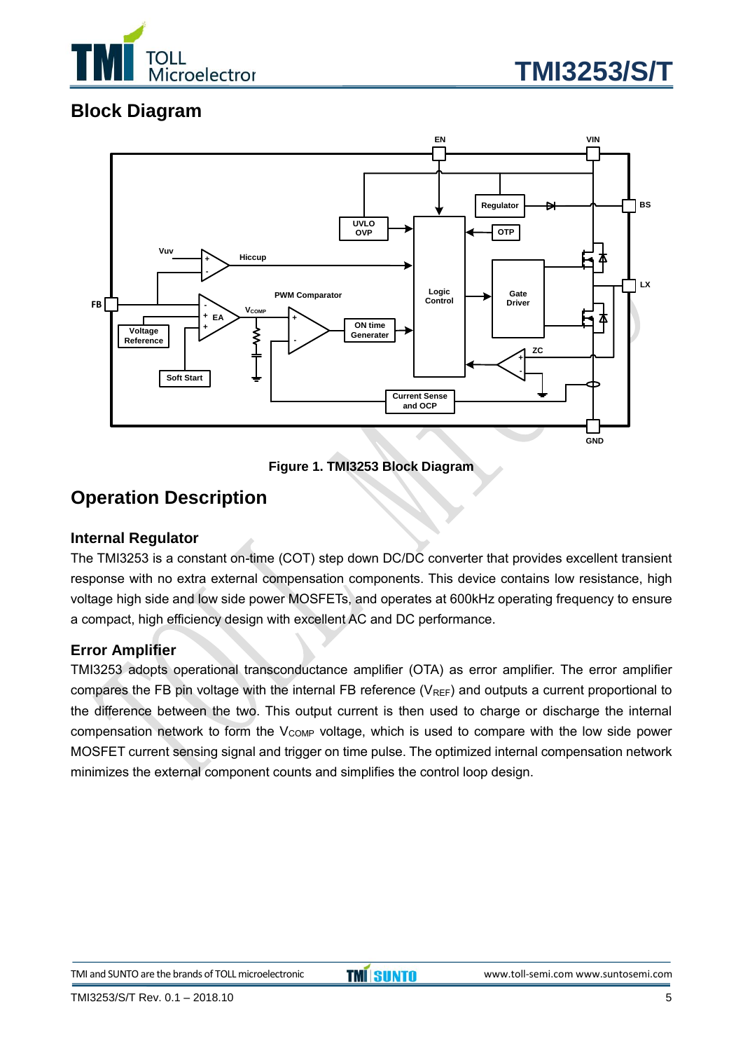## Block Diagram

Figure 1. TMI3253 Block Diagram

## Operation Description

### Internal Regulator

The TMI3253 is a constant on-time (COT) step down DC/DC converter that provides excellent transient response with no extra external compensation components. This device contains low resistance, high voltage high side and low side power MOSFETs, and operates at 600kHz operating frequency to ensure a compact, high efficiency design with excellent AC and DC performance.

### Error Amplifier

TMI3253 adopts operational transconductance amplifier (OTA) as error amplifier. The error amplifier compares the FB pin voltage with the internal FB reference ($V_{REF}$) and outputs a current proportional to the difference between the two. This output current is then used to charge or discharge the internal compensation network to form the $V_{COMP}$ voltage, which is used to compare with the low side power MOSFET current sensing signal and trigger on time pulse. The optimized internal compensation network minimizes the external component counts and simplifies the control loop design.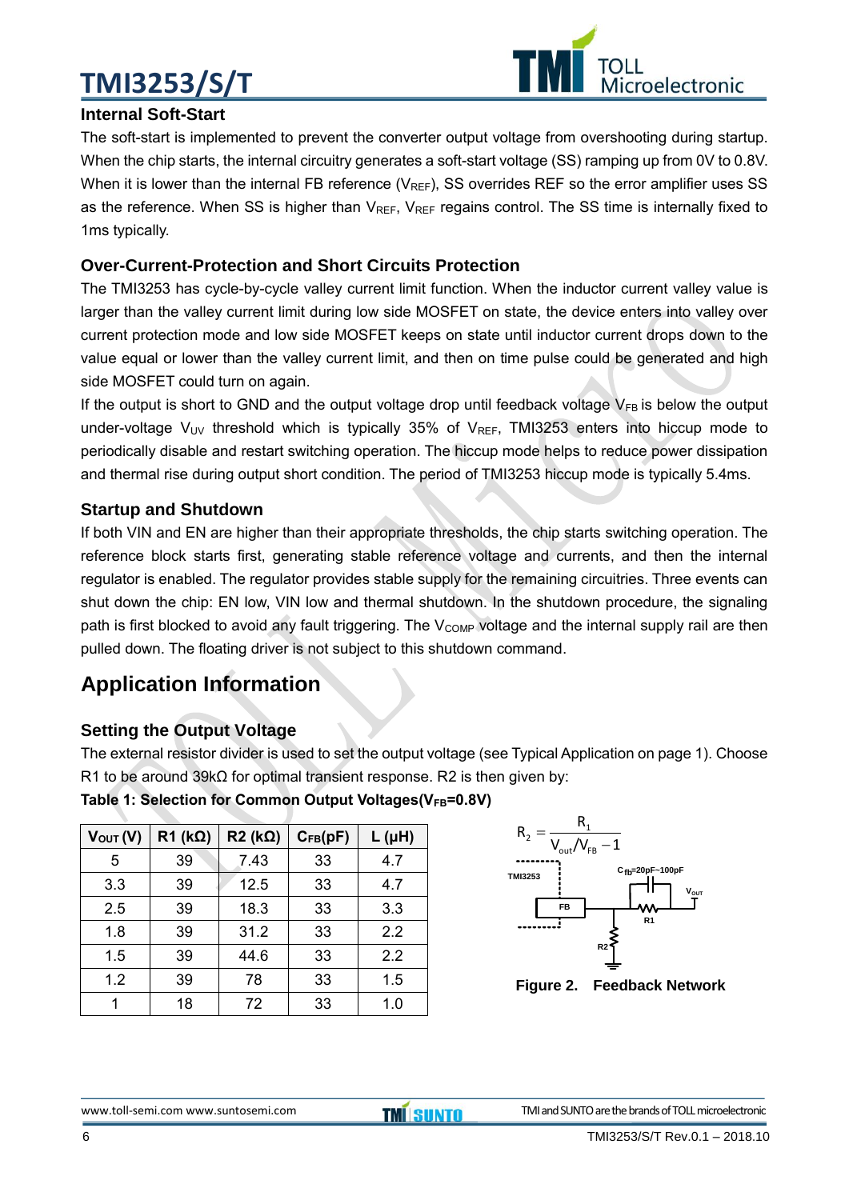### Internal Soft-Start

The soft-start is implemented to prevent the converter output voltage from overshooting during startup. When the chip starts, the internal circuitry generates a soft-start voltage (SS) ramping up from 0V to 0.8V. When it is lower than the internal FB reference ($V_{REF}$), SS overrides REF so the error amplifier uses SS as the reference. When SS is higher than $V_{REF}$, $V_{REF}$ regains control. The SS time is internally fixed to 1ms typically.

### Over-Current-Protection and Short Circuits Protection

The TMI3253 has cycle-by-cycle valley current limit function. When the inductor current valley value is larger than the valley current limit during low side MOSFET on state, the device enters into valley over current protection mode and low side MOSFET keeps on state until inductor current drops down to the value equal or lower than the valley current limit, and then on time pulse could be generated and high side MOSFET could turn on again.

If the output is short to GND and the output voltage drop until feedback voltage $V_{FB}$ is below the output under-voltage $V_{UV}$ threshold which is typically 35% of $V_{REF}$, TMI3253 enters into hiccup mode to periodically disable and restart switching operation. The hiccup mode helps to reduce power dissipation and thermal rise during output short condition. The period of TMI3253 hiccup mode is typically 5.4ms.

### Startup and Shutdown

If both VIN and EN are higher than their appropriate thresholds, the chip starts switching operation. The reference block starts first, generating stable reference voltage and currents, and then the internal regulator is enabled. The regulator provides stable supply for the remaining circuitries. Three events can shut down the chip: EN low, VIN low and thermal shutdown. In the shutdown procedure, the signaling path is first blocked to avoid any fault triggering. The $V_{COMP}$ voltage and the internal supply rail are then pulled down. The floating driver is not subject to this shutdown command.

## Application Information

### Setting the Output Voltage

The external resistor divider is used to set the output voltage (see Typical Application on page 1). Choose R1 to be around 39kΩ for optimal transient response. R2 is then given by:

$$R_2 = \frac{R_1}{V_{out}/V_{FB} - 1}$$

**Table 1: Selection for Common Output Voltages($V_{FB}$=0.8V)**

| $V_{OUT}$ (V) | R1 (kΩ) | R2 (kΩ) | $C_{FB}$(pF) | L (μH) |
|---|---|---|---|---|
| 5 | 39 | 7.43 | 33 | 4.7 |
| 3.3 | 39 | 12.5 | 33 | 4.7 |
| 2.5 | 39 | 18.3 | 33 | 3.3 |
| 1.8 | 39 | 31.2 | 33 | 2.2 |
| 1.5 | 39 | 44.6 | 33 | 2.2 |
| 1.2 | 39 | 78 | 33 | 1.5 |
| 1 | 18 | 72 | 33 | 1.0 |

TMI3253 | FB | $C_{fb}$=20pF~100pF | R1 | R2 | $V_{OUT}$

**Figure 2. Feedback Network**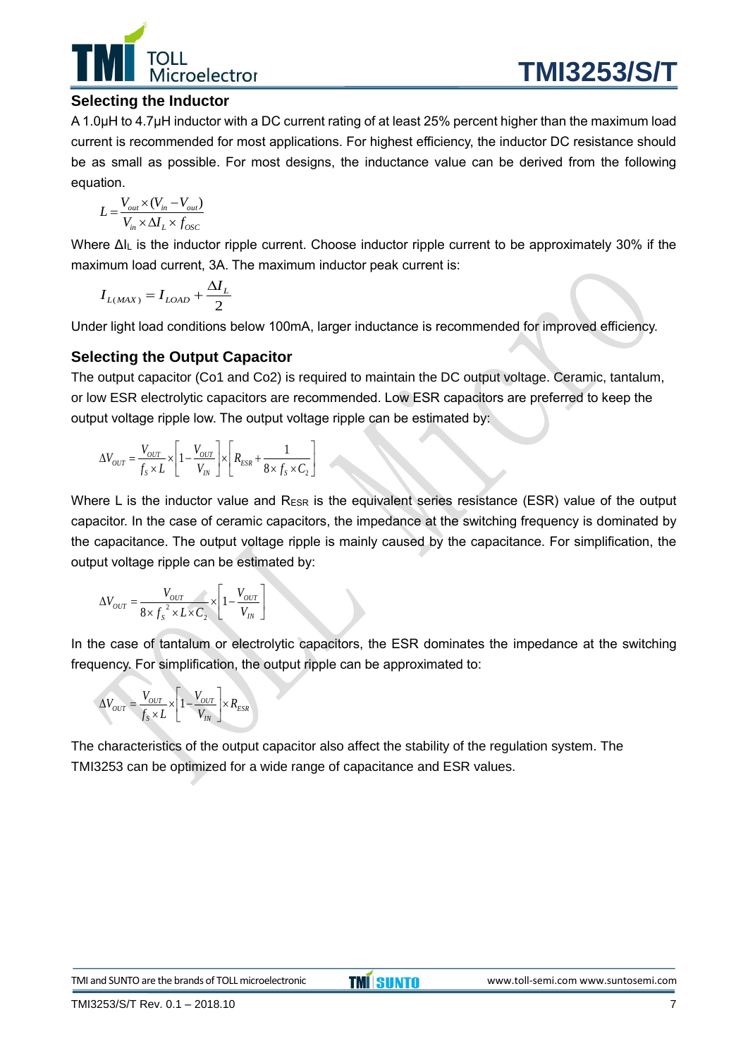## Selecting the Inductor

A 1.0µH to 4.7µH inductor with a DC current rating of at least 25% percent higher than the maximum load current is recommended for most applications. For highest efficiency, the inductor DC resistance should be as small as possible. For most designs, the inductance value can be derived from the following equation.

$$L = \frac{V_{out} \times (V_{in} - V_{out})}{V_{in} \times \Delta I_L \times f_{OSC}}$$

Where $\Delta I_L$ is the inductor ripple current. Choose inductor ripple current to be approximately 30% if the maximum load current, 3A. The maximum inductor peak current is:

$$I_{L(MAX)} = I_{LOAD} + \frac{\Delta I_L}{2}$$

Under light load conditions below 100mA, larger inductance is recommended for improved efficiency.

## Selecting the Output Capacitor

The output capacitor (Co1 and Co2) is required to maintain the DC output voltage. Ceramic, tantalum, or low ESR electrolytic capacitors are recommended. Low ESR capacitors are preferred to keep the output voltage ripple low. The output voltage ripple can be estimated by:

$$\Delta V_{OUT} = \frac{V_{OUT}}{f_S \times L} \times \left[1 - \frac{V_{OUT}}{V_{IN}}\right] \times \left[R_{ESR} + \frac{1}{8 \times f_S \times C_2}\right]$$

Where L is the inductor value and $R_{ESR}$ is the equivalent series resistance (ESR) value of the output capacitor. In the case of ceramic capacitors, the impedance at the switching frequency is dominated by the capacitance. The output voltage ripple is mainly caused by the capacitance. For simplification, the output voltage ripple can be estimated by:

$$\Delta V_{OUT} = \frac{V_{OUT}}{8 \times f_S^{\ 2} \times L \times C_2} \times \left[1 - \frac{V_{OUT}}{V_{IN}}\right]$$

In the case of tantalum or electrolytic capacitors, the ESR dominates the impedance at the switching frequency. For simplification, the output ripple can be approximated to:

$$\Delta V_{OUT} = \frac{V_{OUT}}{f_S \times L} \times \left[1 - \frac{V_{OUT}}{V_{IN}}\right] \times R_{ESR}$$

The characteristics of the output capacitor also affect the stability of the regulation system. The TMI3253 can be optimized for a wide range of capacitance and ESR values.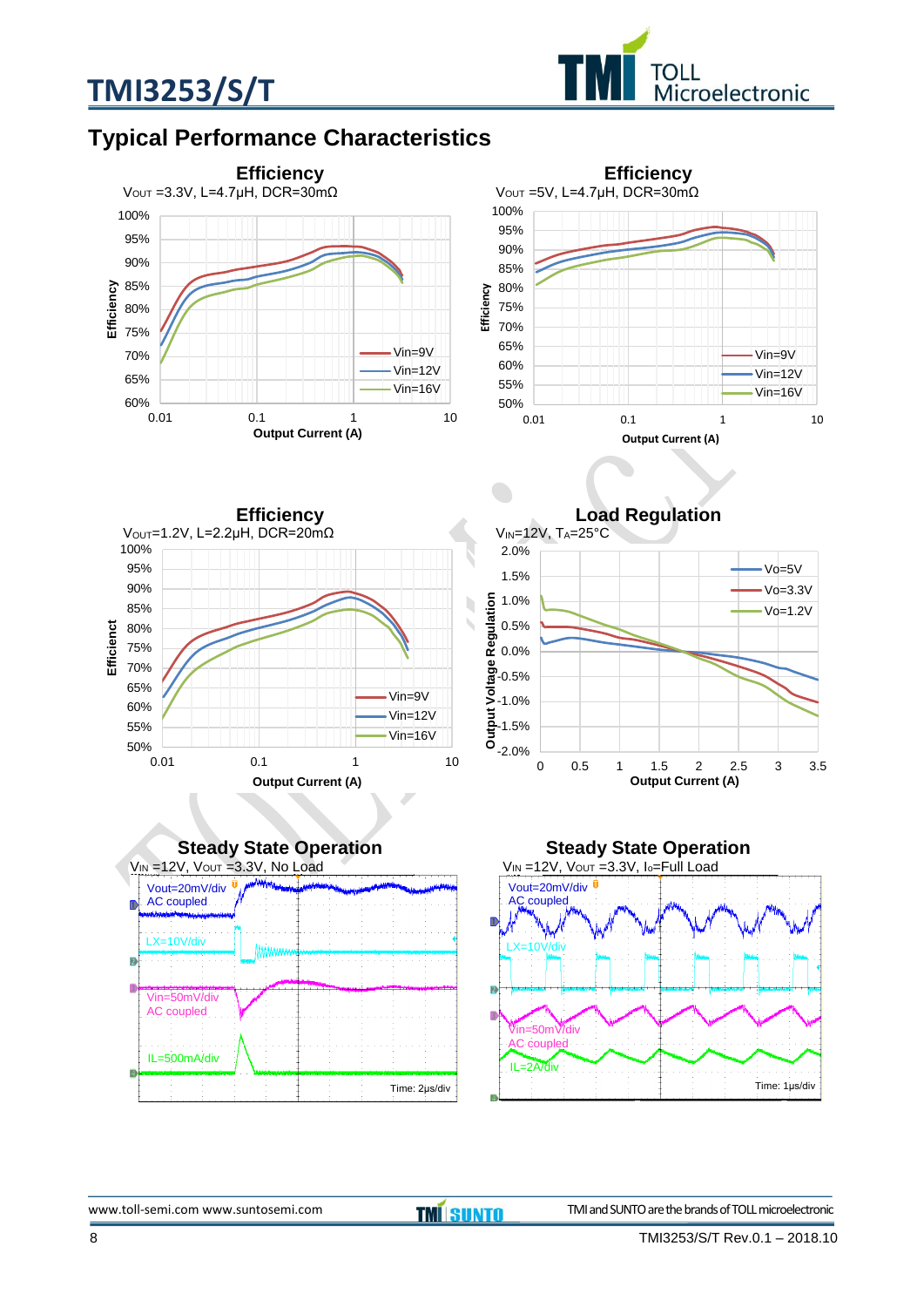## Typical Performance Characteristics

**Efficiency**
$V_{OUT}$ =3.3V, L=4.7μH, DCR=30mΩ

Efficiency vs Output Current (A): Vin=9V, Vin=12V, Vin=16V

**Efficiency**
$V_{OUT}$ =5V, L=4.7μH, DCR=30mΩ

Efficiency vs Output Current (A): Vin=9V, Vin=12V, Vin=16V

**Efficiency**
$V_{OUT}$=1.2V, L=2.2μH, DCR=20mΩ

Efficiency vs Output Current (A): Vin=9V, Vin=12V, Vin=16V

**Load Regulation**
$V_{IN}$=12V, $T_A$=25°C

Output Voltage Regulation vs Output Current (A): Vo=5V, Vo=3.3V, Vo=1.2V

**Steady State Operation**
$V_{IN}$ =12V, $V_{OUT}$ =3.3V, No Load

Vout=20mV/div AC coupled; LX=10V/div; Vin=50mV/div AC coupled; IL=500mA/div; Time: 2μs/div

**Steady State Operation**
$V_{IN}$ =12V, $V_{OUT}$ =3.3V, $I_o$=Full Load

Vout=20mV/div AC coupled; LX=10V/div; Vin=50mV/div AC coupled; IL=2A/div; Time: 1μs/div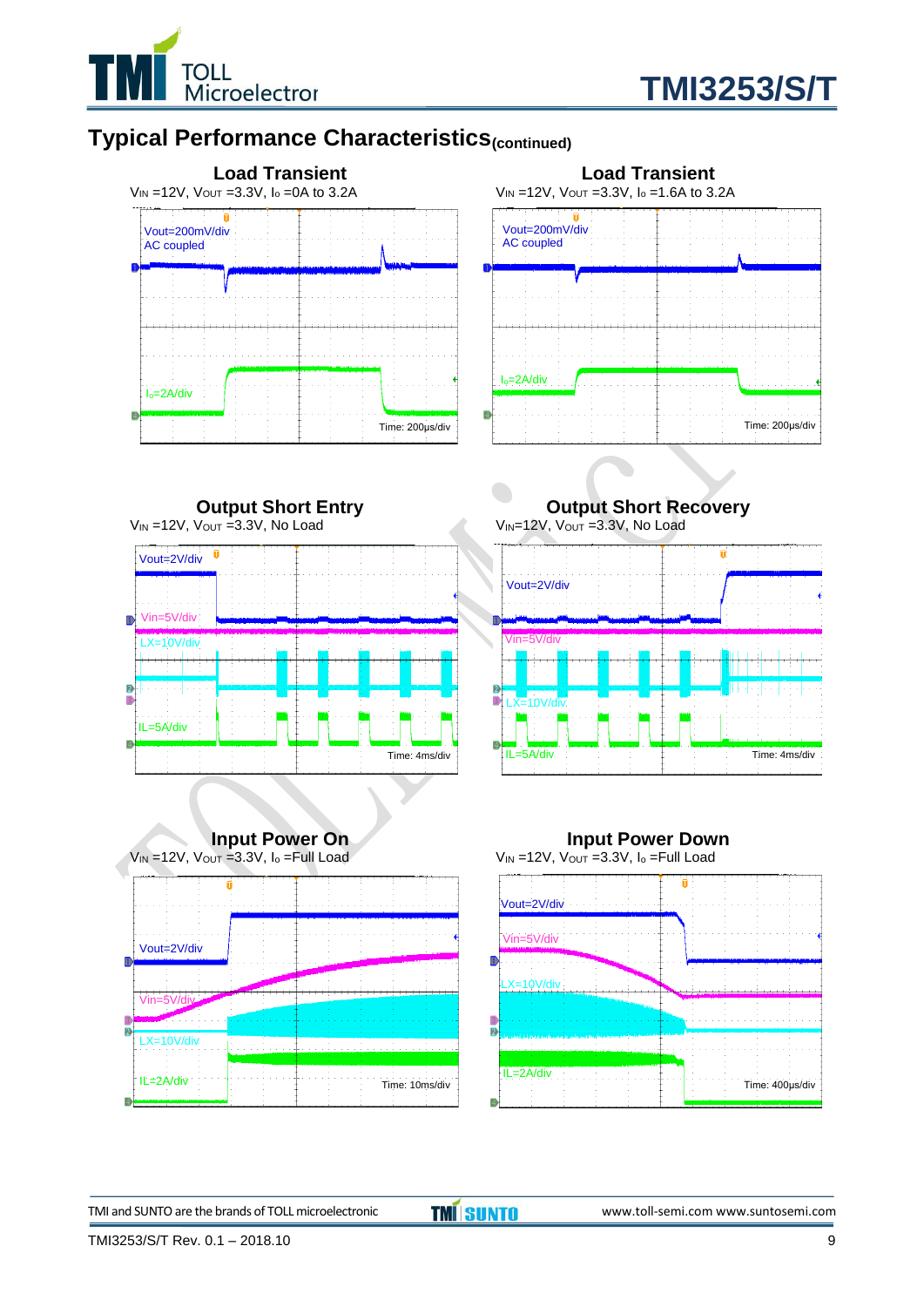## Typical Performance Characteristics (continued)

**Load Transient**

$V_{IN}$ =12V, $V_{OUT}$ =3.3V, $I_o$ =0A to 3.2A

Vout=200mV/div
AC coupled

$I_o$=2A/div

Time: 200μs/div

**Load Transient**

$V_{IN}$ =12V, $V_{OUT}$ =3.3V, $I_o$ =1.6A to 3.2A

Vout=200mV/div
AC coupled

$I_o$=2A/div

Time: 200μs/div

**Output Short Entry**

$V_{IN}$ =12V, $V_{OUT}$ =3.3V, No Load

Vout=2V/div

Vin=5V/div

LX=10V/div

IL=5A/div

Time: 4ms/div

**Output Short Recovery**

$V_{IN}$=12V, $V_{OUT}$ =3.3V, No Load

Vout=2V/div

Vin=5V/div

LX=10V/div

IL=5A/div

Time: 4ms/div

**Input Power On**

$V_{IN}$ =12V, $V_{OUT}$ =3.3V, $I_o$ =Full Load

Vout=2V/div

Vin=5V/div

LX=10V/div

IL=2A/div

Time: 10ms/div

**Input Power Down**

$V_{IN}$ =12V, $V_{OUT}$ =3.3V, $I_o$ =Full Load

Vout=2V/div

Vin=5V/div

LX=10V/div

IL=2A/div

Time: 400μs/div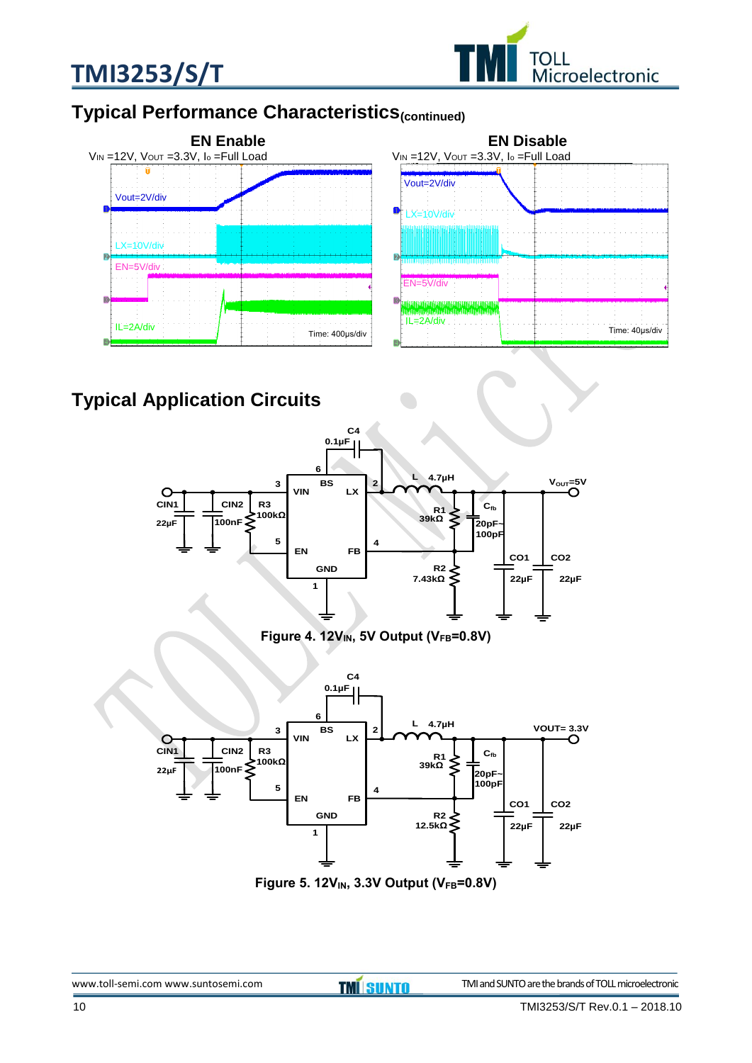## Typical Performance Characteristics(continued)

**EN Enable**

$V_{IN}$ =12V, $V_{OUT}$ =3.3V, $I_o$ =Full Load

**EN Disable**

$V_{IN}$ =12V, $V_{OUT}$ =3.3V, $I_o$ =Full Load

## Typical Application Circuits

Figure 4. 12$V_{IN}$, 5V Output ($V_{FB}$=0.8V)

Figure 5. 12$V_{IN}$, 3.3V Output ($V_{FB}$=0.8V)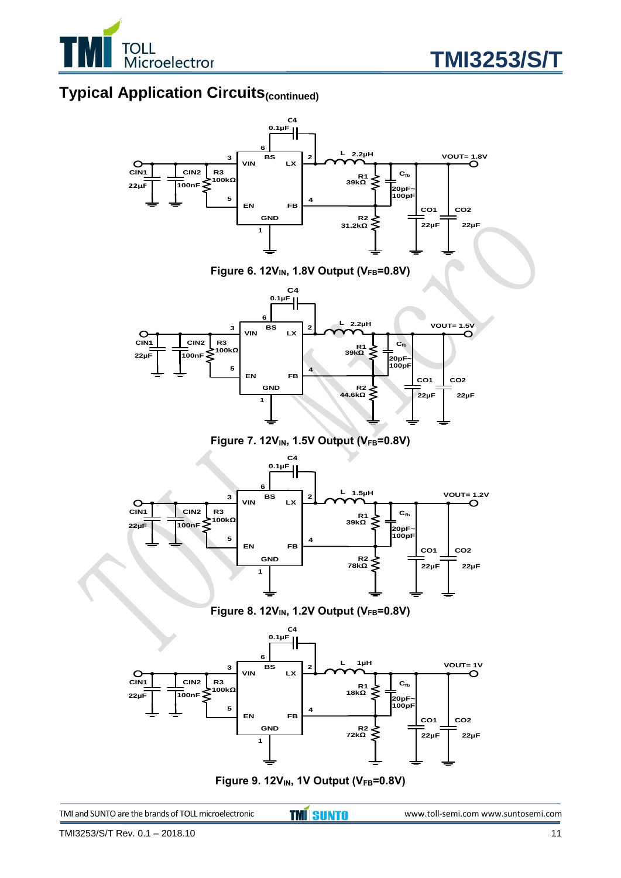## Typical Application Circuits(continued)

Figure 6. $12V_{IN}$, 1.8V Output ($V_{FB}$=0.8V)

Figure 7. $12V_{IN}$, 1.5V Output ($V_{FB}$=0.8V)

Figure 8. $12V_{IN}$, 1.2V Output ($V_{FB}$=0.8V)

Figure 9. $12V_{IN}$, 1V Output ($V_{FB}$=0.8V)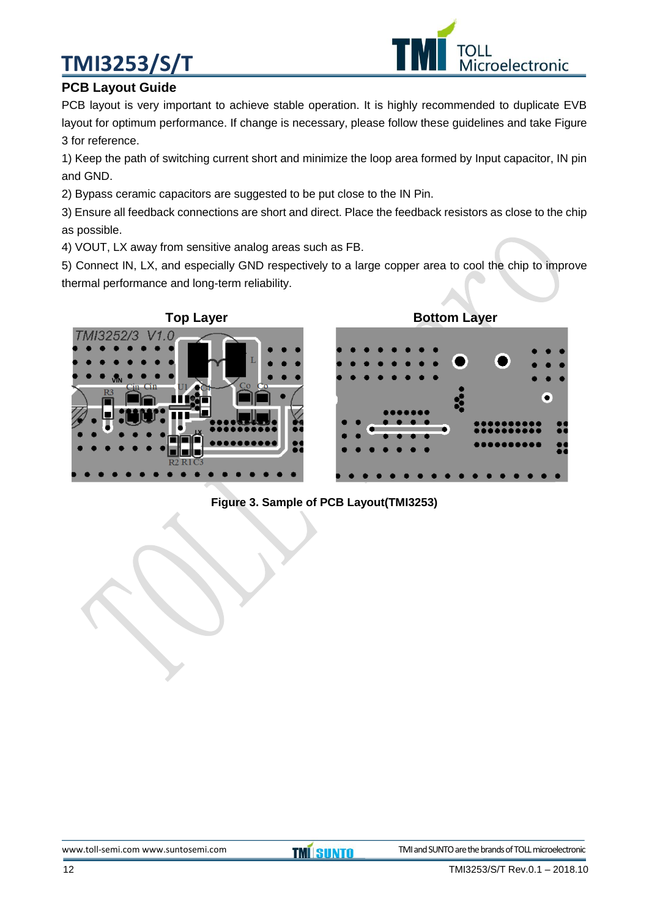## PCB Layout Guide

PCB layout is very important to achieve stable operation. It is highly recommended to duplicate EVB layout for optimum performance. If change is necessary, please follow these guidelines and take Figure 3 for reference.

1) Keep the path of switching current short and minimize the loop area formed by Input capacitor, IN pin and GND.

2) Bypass ceramic capacitors are suggested to be put close to the IN Pin.

3) Ensure all feedback connections are short and direct. Place the feedback resistors as close to the chip as possible.

4) VOUT, LX away from sensitive analog areas such as FB.

5) Connect IN, LX, and especially GND respectively to a large copper area to cool the chip to improve thermal performance and long-term reliability.

Top Layer

Bottom Layer

**Figure 3. Sample of PCB Layout(TMI3253)**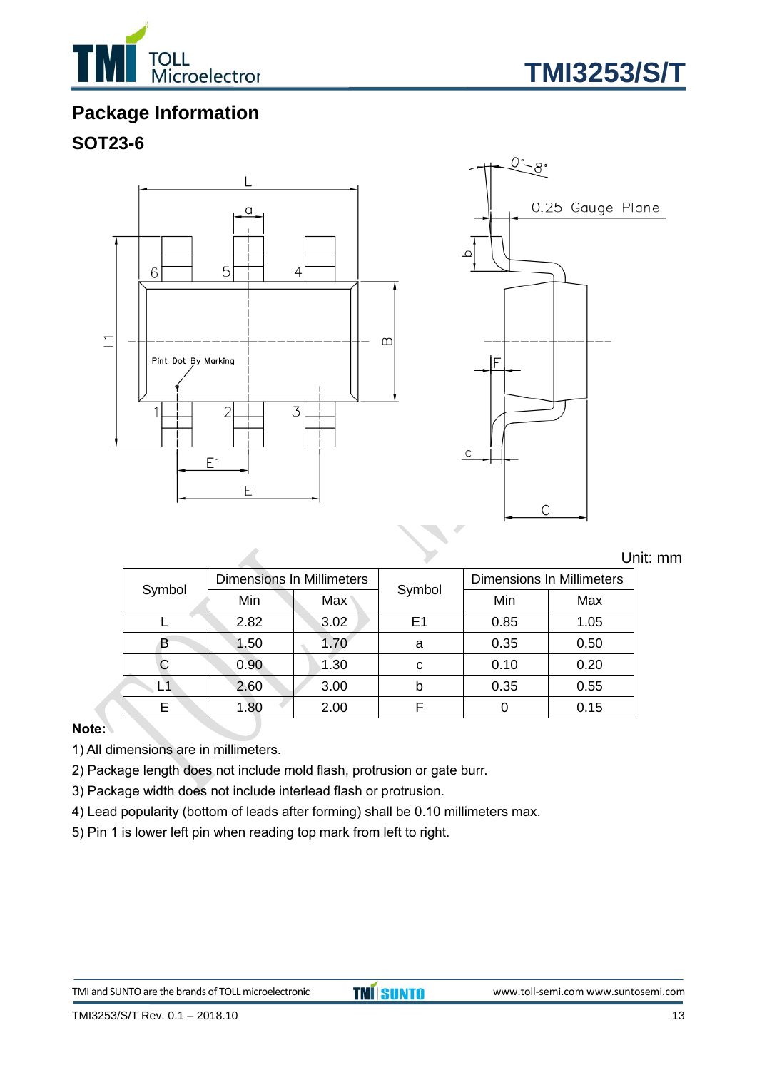## Package Information

### SOT23-6

Unit: mm

| Symbol | Dimensions In Millimeters | | Symbol | Dimensions In Millimeters | |
|---|---|---|---|---|---|
| | Min | Max | | Min | Max |
| L | 2.82 | 3.02 | E1 | 0.85 | 1.05 |
| B | 1.50 | 1.70 | a | 0.35 | 0.50 |
| C | 0.90 | 1.30 | c | 0.10 | 0.20 |
| L1 | 2.60 | 3.00 | b | 0.35 | 0.55 |
| E | 1.80 | 2.00 | F | 0 | 0.15 |

**Note:**

1) All dimensions are in millimeters.
2) Package length does not include mold flash, protrusion or gate burr.
3) Package width does not include interlead flash or protrusion.
4) Lead popularity (bottom of leads after forming) shall be 0.10 millimeters max.
5) Pin 1 is lower left pin when reading top mark from left to right.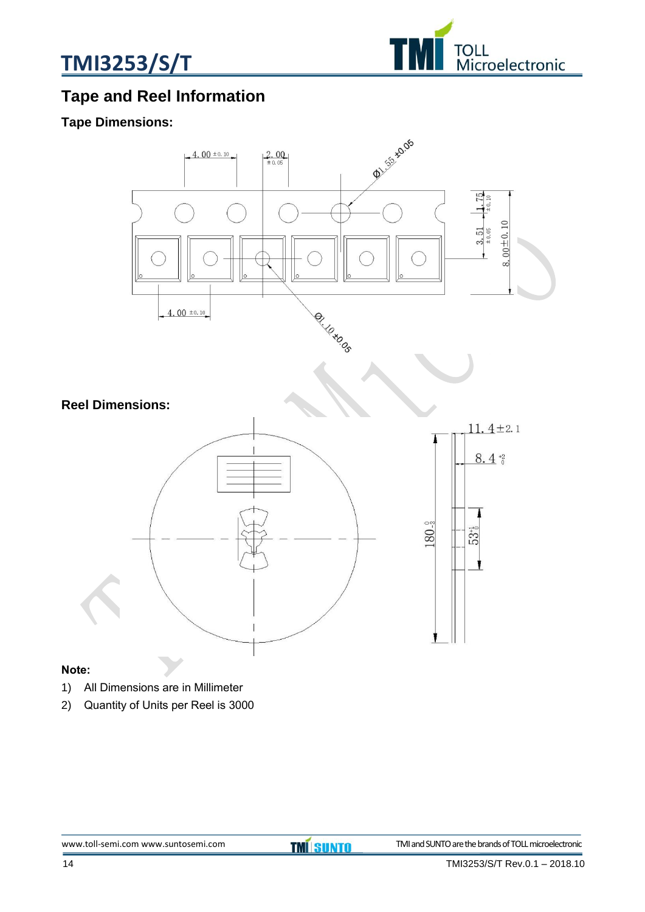## Tape and Reel Information

### Tape Dimensions:

4.00 ±0.10
2.00 ±0.05
Ø1.55 ±0.05
1.75 ±0.10
3.51 ±0.05
8.00±0.10
4.00 ±0.10
Ø1.10 ±0.05

### Reel Dimensions:

11.4±2.1
8.4 +2 0
180 0 -3
53+1 0

**Note:**

1) All Dimensions are in Millimeter
2) Quantity of Units per Reel is 3000